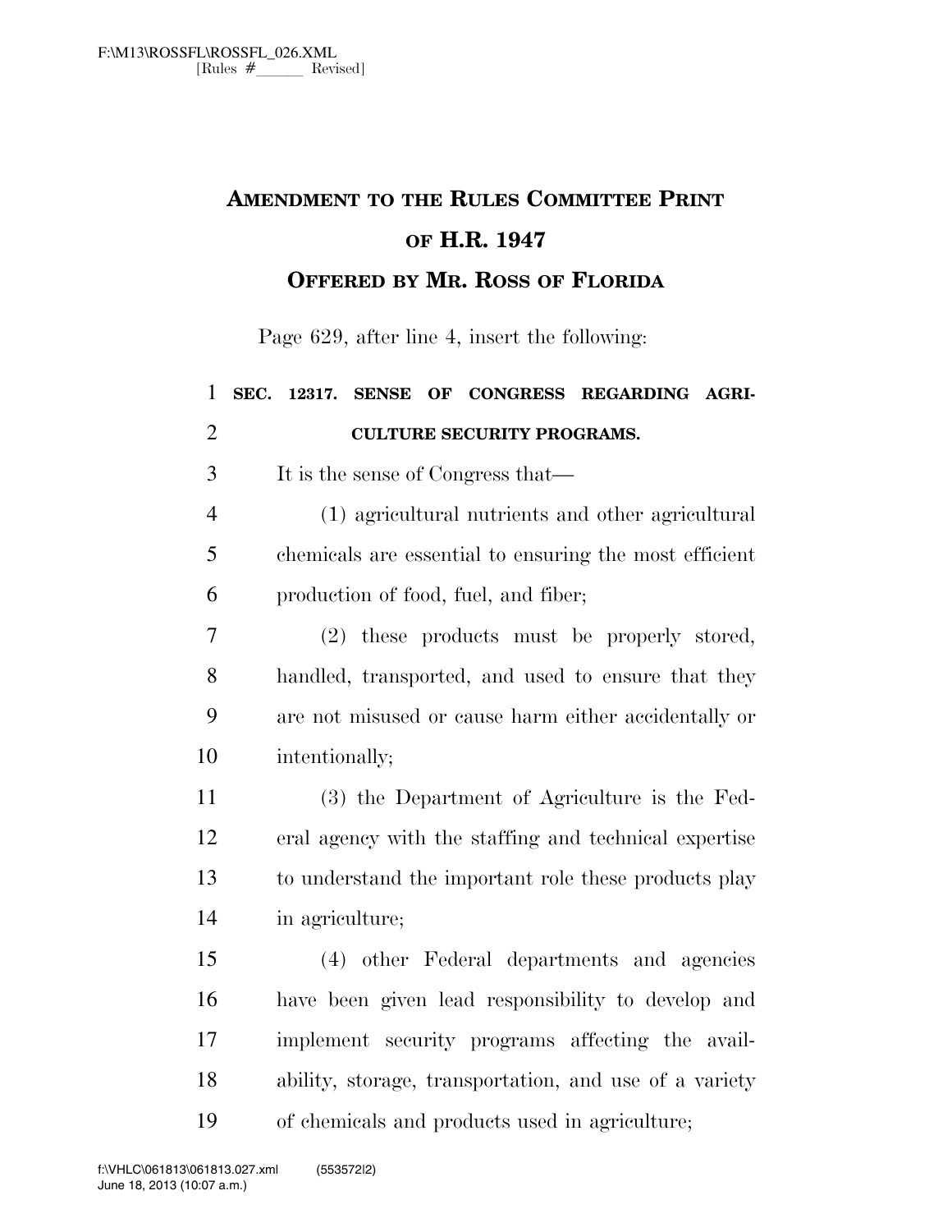# AMENDMENT TO THE RULES COMMITTEE PRINT OF H.R. 1947

## OFFERED BY MR. ROSS OF FLORIDA

Page 629, after line 4, insert the following:

**SEC. 12317. SENSE OF CONGRESS REGARDING AGRICULTURE SECURITY PROGRAMS.**

It is the sense of Congress that—

(1) agricultural nutrients and other agricultural chemicals are essential to ensuring the most efficient production of food, fuel, and fiber;

(2) these products must be properly stored, handled, transported, and used to ensure that they are not misused or cause harm either accidentally or intentionally;

(3) the Department of Agriculture is the Federal agency with the staffing and technical expertise to understand the important role these products play in agriculture;

(4) other Federal departments and agencies have been given lead responsibility to develop and implement security programs affecting the availability, storage, transportation, and use of a variety of chemicals and products used in agriculture;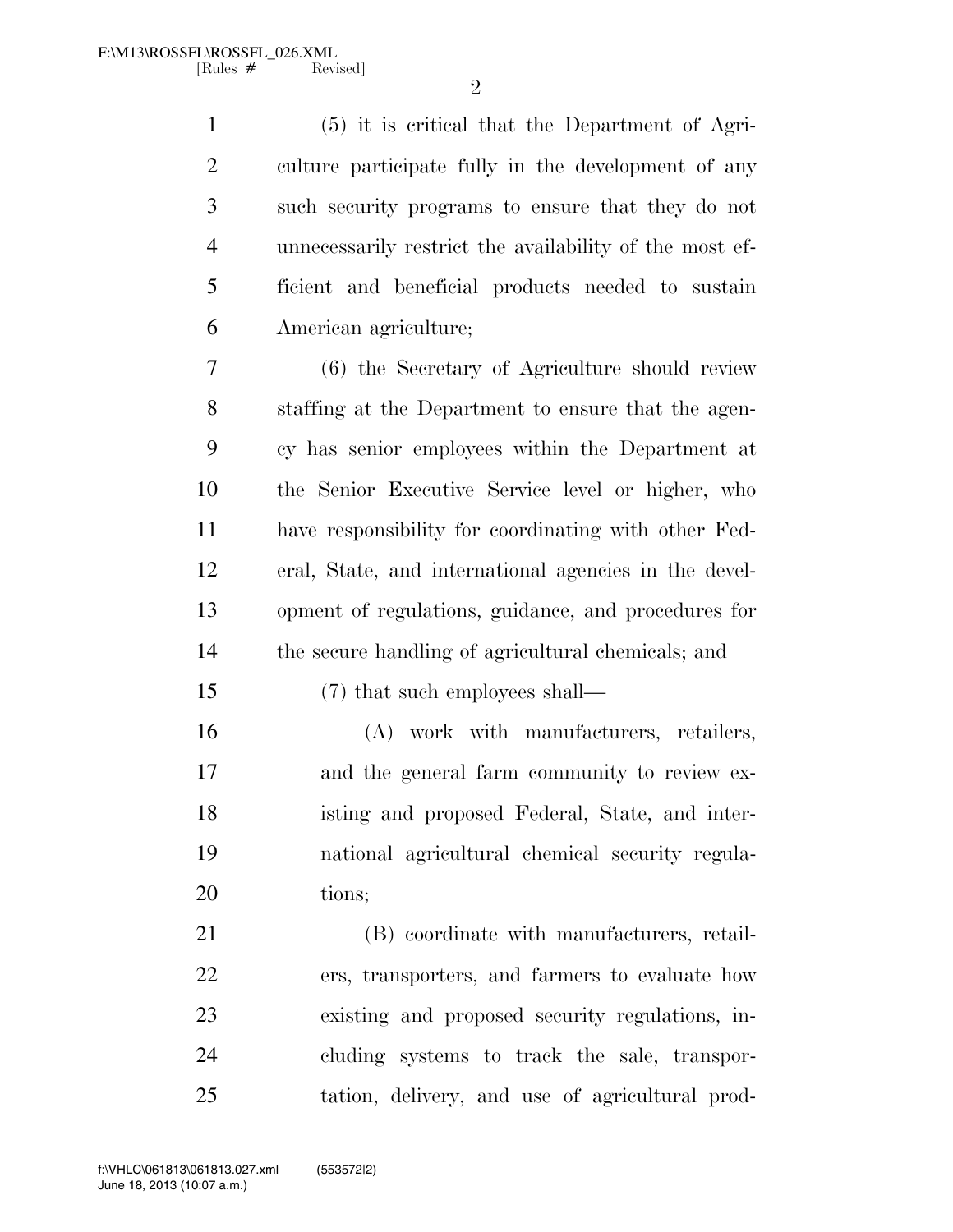(5) it is critical that the Department of Agriculture participate fully in the development of any such security programs to ensure that they do not unnecessarily restrict the availability of the most efficient and beneficial products needed to sustain American agriculture;

(6) the Secretary of Agriculture should review staffing at the Department to ensure that the agency has senior employees within the Department at the Senior Executive Service level or higher, who have responsibility for coordinating with other Federal, State, and international agencies in the development of regulations, guidance, and procedures for the secure handling of agricultural chemicals; and

(7) that such employees shall—

(A) work with manufacturers, retailers, and the general farm community to review existing and proposed Federal, State, and international agricultural chemical security regulations;

(B) coordinate with manufacturers, retailers, transporters, and farmers to evaluate how existing and proposed security regulations, including systems to track the sale, transportation, delivery, and use of agricultural prod-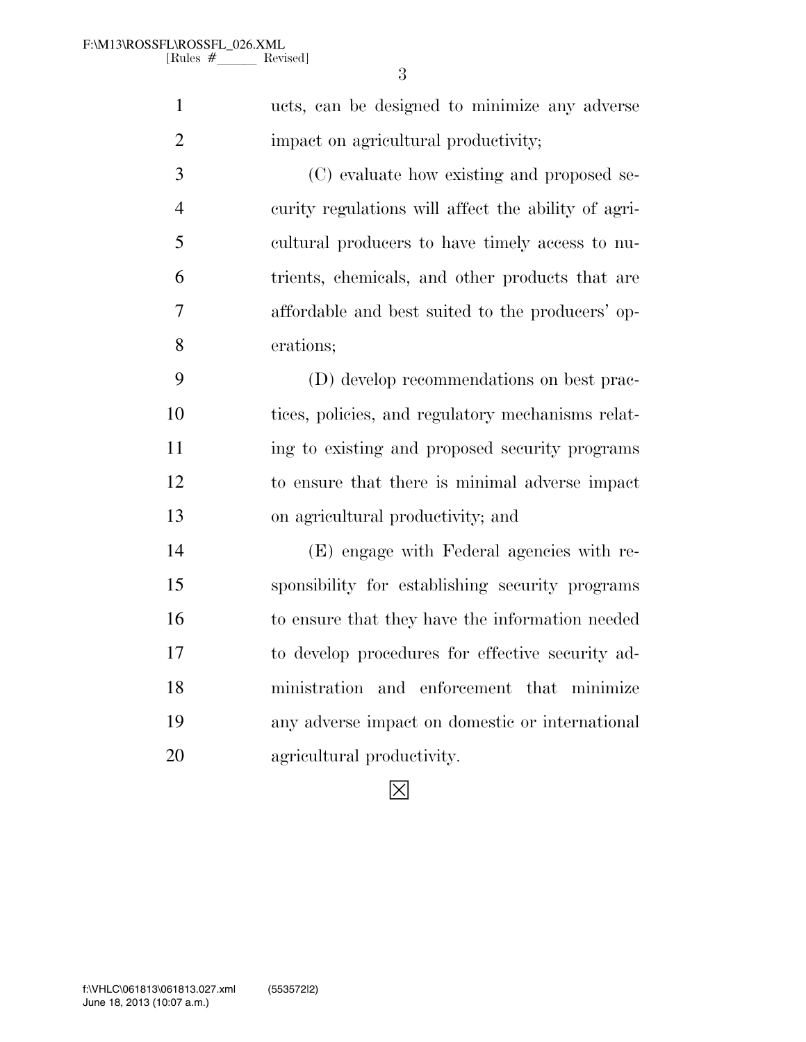ucts, can be designed to minimize any adverse impact on agricultural productivity;

(C) evaluate how existing and proposed security regulations will affect the ability of agricultural producers to have timely access to nutrients, chemicals, and other products that are affordable and best suited to the producers' operations;

(D) develop recommendations on best practices, policies, and regulatory mechanisms relating to existing and proposed security programs to ensure that there is minimal adverse impact on agricultural productivity; and

(E) engage with Federal agencies with responsibility for establishing security programs to ensure that they have the information needed to develop procedures for effective security administration and enforcement that minimize any adverse impact on domestic or international agricultural productivity.